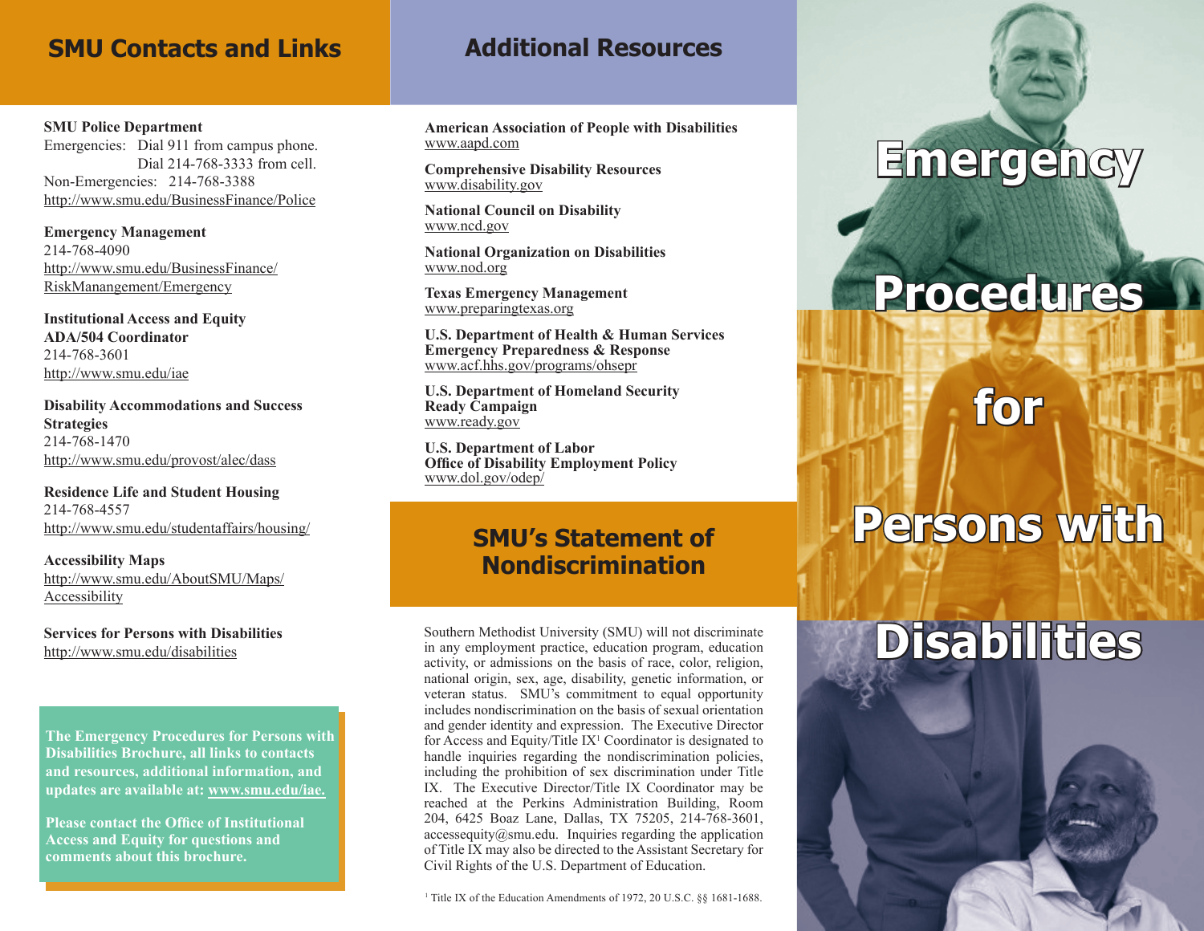## SMU Contacts and Links

**SMU Police Department**
Emergencies: Dial 911 from campus phone.
Dial 214-768-3333 from cell.
Non-Emergencies: 214-768-3388
http://www.smu.edu/BusinessFinance/Police

**Emergency Management**
214-768-4090
http://www.smu.edu/BusinessFinance/RiskManangement/Emergency

**Institutional Access and Equity ADA/504 Coordinator**
214-768-3601
http://www.smu.edu/iae

**Disability Accommodations and Success Strategies**
214-768-1470
http://www.smu.edu/provost/alec/dass

**Residence Life and Student Housing**
214-768-4557
http://www.smu.edu/studentaffairs/housing/

**Accessibility Maps**
http://www.smu.edu/AboutSMU/Maps/Accessibility

**Services for Persons with Disabilities**
http://www.smu.edu/disabilities

**The Emergency Procedures for Persons with Disabilities Brochure, all links to contacts and resources, additional information, and updates are available at: www.smu.edu/iae.**

**Please contact the Office of Institutional Access and Equity for questions and comments about this brochure.**

## Additional Resources

**American Association of People with Disabilities**
www.aapd.com

**Comprehensive Disability Resources**
www.disability.gov

**National Council on Disability**
www.ncd.gov

**National Organization on Disabilities**
www.nod.org

**Texas Emergency Management**
www.preparingtexas.org

**U.S. Department of Health & Human Services Emergency Preparedness & Response**
www.acf.hhs.gov/programs/ohsepr

**U.S. Department of Homeland Security Ready Campaign**
www.ready.gov

**U.S. Department of Labor Office of Disability Employment Policy**
www.dol.gov/odep/

## SMU's Statement of Nondiscrimination

Southern Methodist University (SMU) will not discriminate in any employment practice, education program, education activity, or admissions on the basis of race, color, religion, national origin, sex, age, disability, genetic information, or veteran status. SMU's commitment to equal opportunity includes nondiscrimination on the basis of sexual orientation and gender identity and expression. The Executive Director for Access and Equity/Title IX[1] Coordinator is designated to handle inquiries regarding the nondiscrimination policies, including the prohibition of sex discrimination under Title IX. The Executive Director/Title IX Coordinator may be reached at the Perkins Administration Building, Room 204, 6425 Boaz Lane, Dallas, TX 75205, 214-768-3601, accessequity@smu.edu. Inquiries regarding the application of Title IX may also be directed to the Assistant Secretary for Civil Rights of the U.S. Department of Education.

[1] Title IX of the Education Amendments of 1972, 20 U.S.C. §§ 1681-1688.

# Emergency Procedures for Persons with Disabilities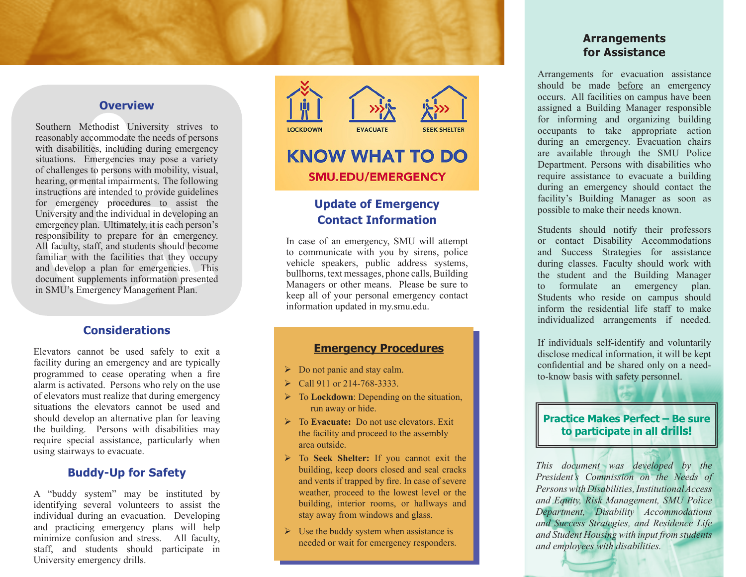## Overview

Southern Methodist University strives to reasonably accommodate the needs of persons with disabilities, including during emergency situations. Emergencies may pose a variety of challenges to persons with mobility, visual, hearing, or mental impairments. The following instructions are intended to provide guidelines for emergency procedures to assist the University and the individual in developing an emergency plan. Ultimately, it is each person's responsibility to prepare for an emergency. All faculty, staff, and students should become familiar with the facilities that they occupy and develop a plan for emergencies. This document supplements information presented in SMU's Emergency Management Plan.

## Considerations

Elevators cannot be used safely to exit a facility during an emergency and are typically programmed to cease operating when a fire alarm is activated. Persons who rely on the use of elevators must realize that during emergency situations the elevators cannot be used and should develop an alternative plan for leaving the building. Persons with disabilities may require special assistance, particularly when using stairways to evacuate.

## Buddy-Up for Safety

A "buddy system" may be instituted by identifying several volunteers to assist the individual during an evacuation. Developing and practicing emergency plans will help minimize confusion and stress. All faculty, staff, and students should participate in University emergency drills.

LOCKDOWN EVACUATE SEEK SHELTER

**KNOW WHAT TO DO**

**SMU.EDU/EMERGENCY**

## Update of Emergency Contact Information

In case of an emergency, SMU will attempt to communicate with you by sirens, police vehicle speakers, public address systems, bullhorns, text messages, phone calls, Building Managers or other means. Please be sure to keep all of your personal emergency contact information updated in my.smu.edu.

## Emergency Procedures

- Do not panic and stay calm.
- Call 911 or 214-768-3333.
- To **Lockdown**: Depending on the situation, run away or hide.
- To **Evacuate:** Do not use elevators. Exit the facility and proceed to the assembly area outside.
- To **Seek Shelter:** If you cannot exit the building, keep doors closed and seal cracks and vents if trapped by fire. In case of severe weather, proceed to the lowest level or the building, interior rooms, or hallways and stay away from windows and glass.
- Use the buddy system when assistance is needed or wait for emergency responders.

## Arrangements for Assistance

Arrangements for evacuation assistance should be made before an emergency occurs. All facilities on campus have been assigned a Building Manager responsible for informing and organizing building occupants to take appropriate action during an emergency. Evacuation chairs are available through the SMU Police Department. Persons with disabilities who require assistance to evacuate a building during an emergency should contact the facility's Building Manager as soon as possible to make their needs known.

Students should notify their professors or contact Disability Accommodations and Success Strategies for assistance during classes. Faculty should work with the student and the Building Manager to formulate an emergency plan. Students who reside on campus should inform the residential life staff to make individualized arrangements if needed.

If individuals self-identify and voluntarily disclose medical information, it will be kept confidential and be shared only on a need-to-know basis with safety personnel.

**Practice Makes Perfect – Be sure to participate in all drills!**

*This document was developed by the President's Commission on the Needs of Persons with Disabilities, Institutional Access and Equity, Risk Management, SMU Police Department, Disability Accommodations and Success Strategies, and Residence Life and Student Housing with input from students and employees with disabilities.*